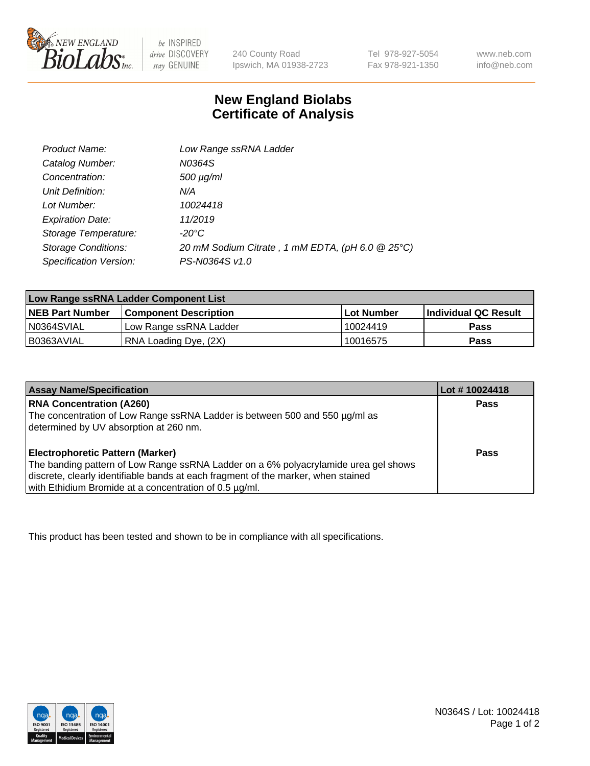240 County Road
Ipswich, MA 01938-2723

Tel 978-927-5054
Fax 978-921-1350

www.neb.com
info@neb.com

# New England Biolabs
# Certificate of Analysis

| | |
|---|---|
| *Product Name:* | *Low Range ssRNA Ladder* |
| *Catalog Number:* | *N0364S* |
| *Concentration:* | *500 µg/ml* |
| *Unit Definition:* | *N/A* |
| *Lot Number:* | *10024418* |
| *Expiration Date:* | *11/2019* |
| *Storage Temperature:* | *-20°C* |
| *Storage Conditions:* | *20 mM Sodium Citrate , 1 mM EDTA, (pH 6.0 @ 25°C)* |
| *Specification Version:* | *PS-N0364S v1.0* |

| **Low Range ssRNA Ladder Component List** | | | |
|---|---|---|---|
| **NEB Part Number** | **Component Description** | **Lot Number** | **Individual QC Result** |
| N0364SVIAL | Low Range ssRNA Ladder | 10024419 | **Pass** |
| B0363AVIAL | RNA Loading Dye, (2X) | 10016575 | **Pass** |

| **Assay Name/Specification** | **Lot # 10024418** |
|---|---|
| **RNA Concentration (A260)**<br>The concentration of Low Range ssRNA Ladder is between 500 and 550 µg/ml as determined by UV absorption at 260 nm. | **Pass** |
| **Electrophoretic Pattern (Marker)**<br>The banding pattern of Low Range ssRNA Ladder on a 6% polyacrylamide urea gel shows discrete, clearly identifiable bands at each fragment of the marker, when stained with Ethidium Bromide at a concentration of 0.5 µg/ml. | **Pass** |

This product has been tested and shown to be in compliance with all specifications.

N0364S / Lot: 10024418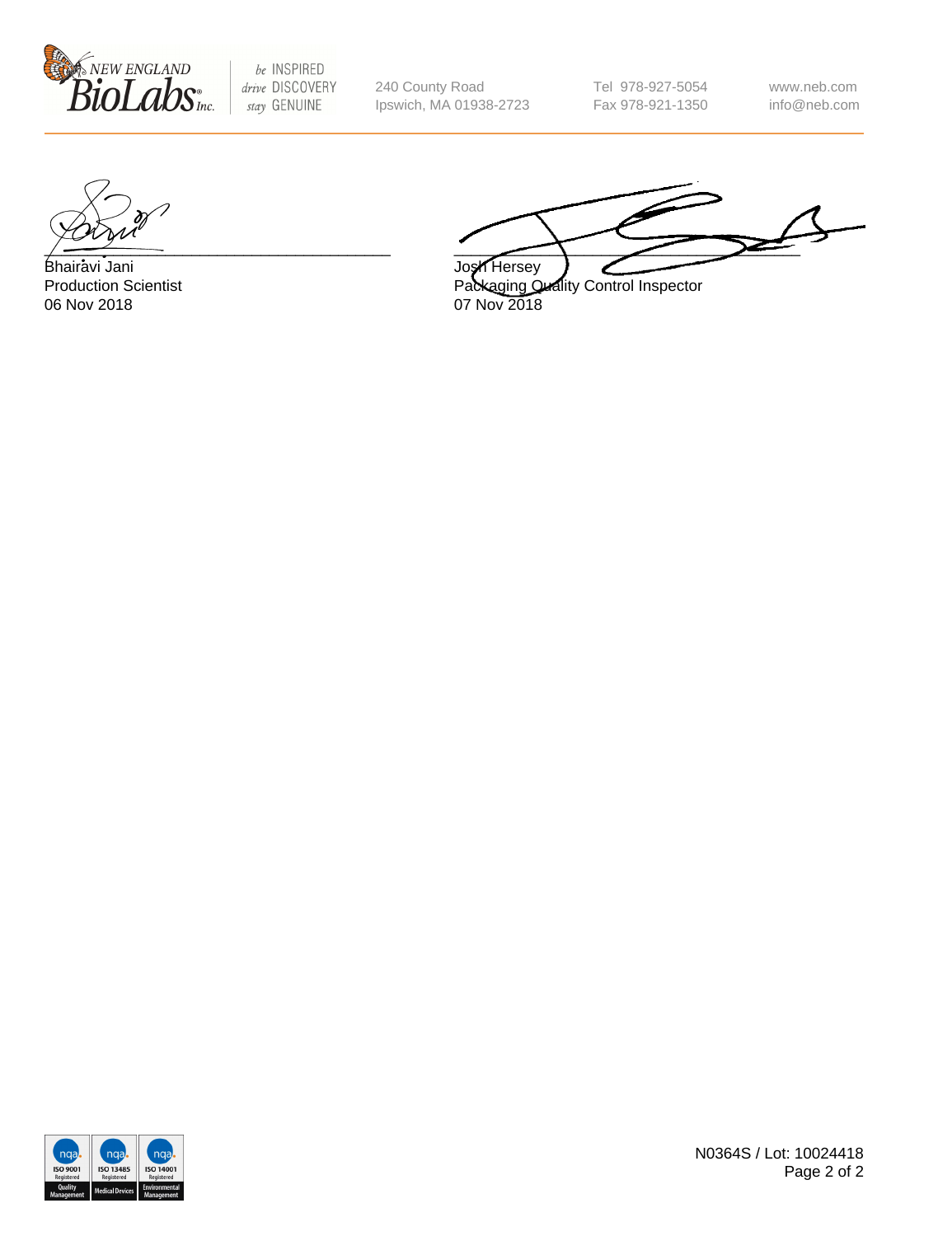Bhairavi Jani
Production Scientist
06 Nov 2018

Josh Hersey
Packaging Quality Control Inspector
07 Nov 2018

N0364S / Lot: 10024418